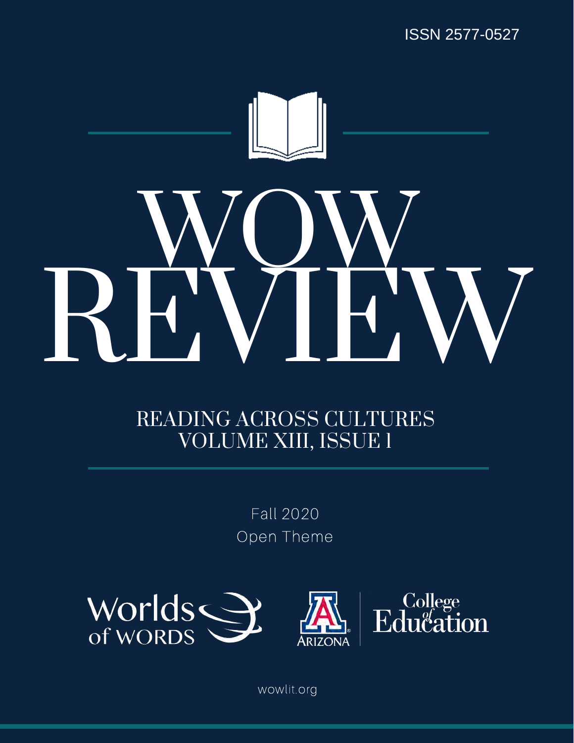ISSN 2577-0527

# WOW REVIEW

## READING ACROSS CULTURES
## VOLUME XIII, ISSUE 1

Fall 2020

Open Theme

Worlds of WORDS

ARIZONA | College of Education

wowlit.org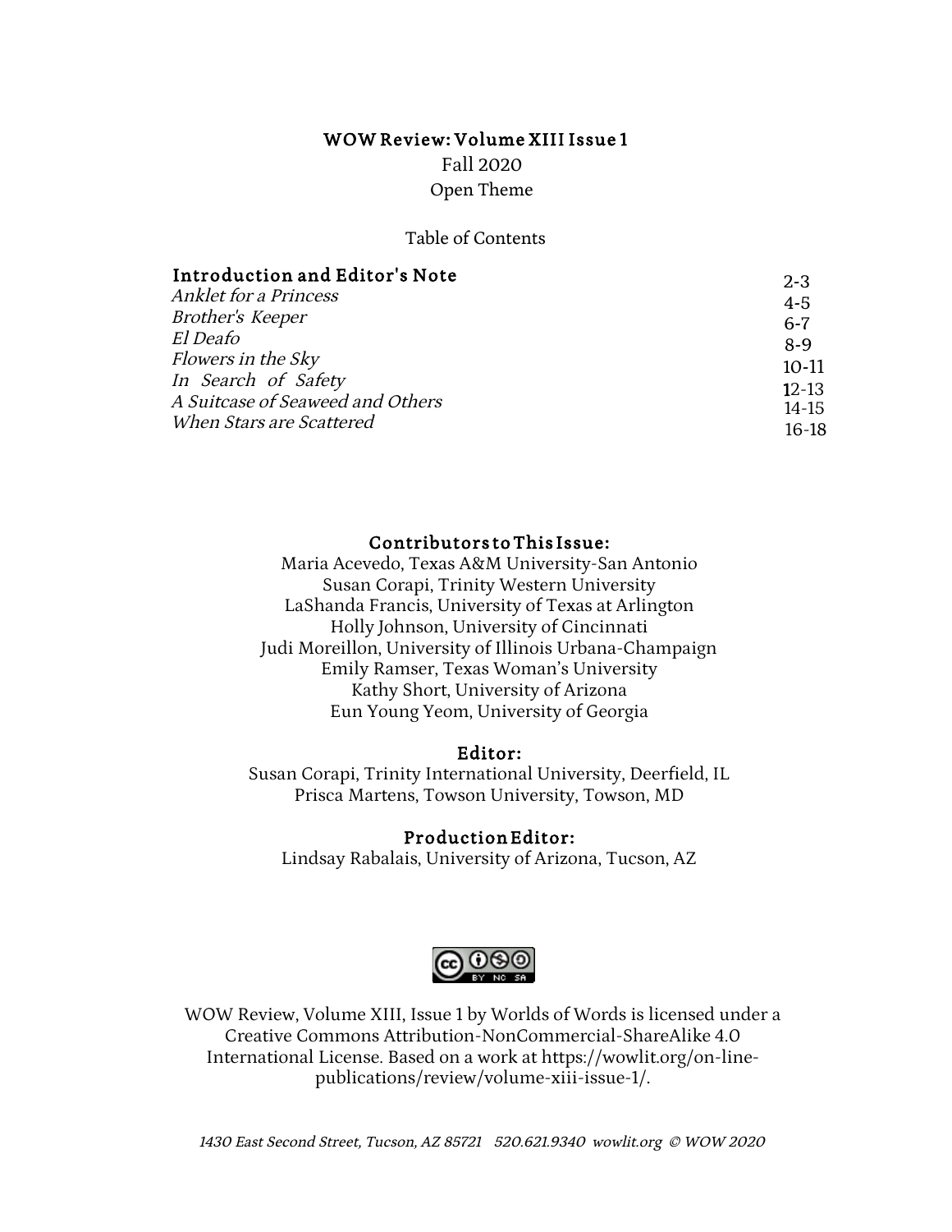# WOW Review: Volume XIII Issue 1

Fall 2020

Open Theme

## Table of Contents

| | |
|---|---|
| **Introduction and Editor's Note** | 2-3 |
| *Anklet for a Princess* | 4-5 |
| *Brother's Keeper* | 6-7 |
| *El Deafo* | 8-9 |
| *Flowers in the Sky* | 10-11 |
| *In Search of Safety* | 12-13 |
| *A Suitcase of Seaweed and Others* | 14-15 |
| *When Stars are Scattered* | 16-18 |

### Contributors to This Issue:

Maria Acevedo, Texas A&M University-San Antonio
Susan Corapi, Trinity Western University
LaShanda Francis, University of Texas at Arlington
Holly Johnson, University of Cincinnati
Judi Moreillon, University of Illinois Urbana-Champaign
Emily Ramser, Texas Woman's University
Kathy Short, University of Arizona
Eun Young Yeom, University of Georgia

### Editor:

Susan Corapi, Trinity International University, Deerfield, IL
Prisca Martens, Towson University, Towson, MD

### Production Editor:

Lindsay Rabalais, University of Arizona, Tucson, AZ

WOW Review, Volume XIII, Issue 1 by Worlds of Words is licensed under a Creative Commons Attribution-NonCommercial-ShareAlike 4.0 International License. Based on a work at https://wowlit.org/on-line-publications/review/volume-xiii-issue-1/.

*1430 East Second Street, Tucson, AZ 85721 520.621.9340 wowlit.org © WOW 2020*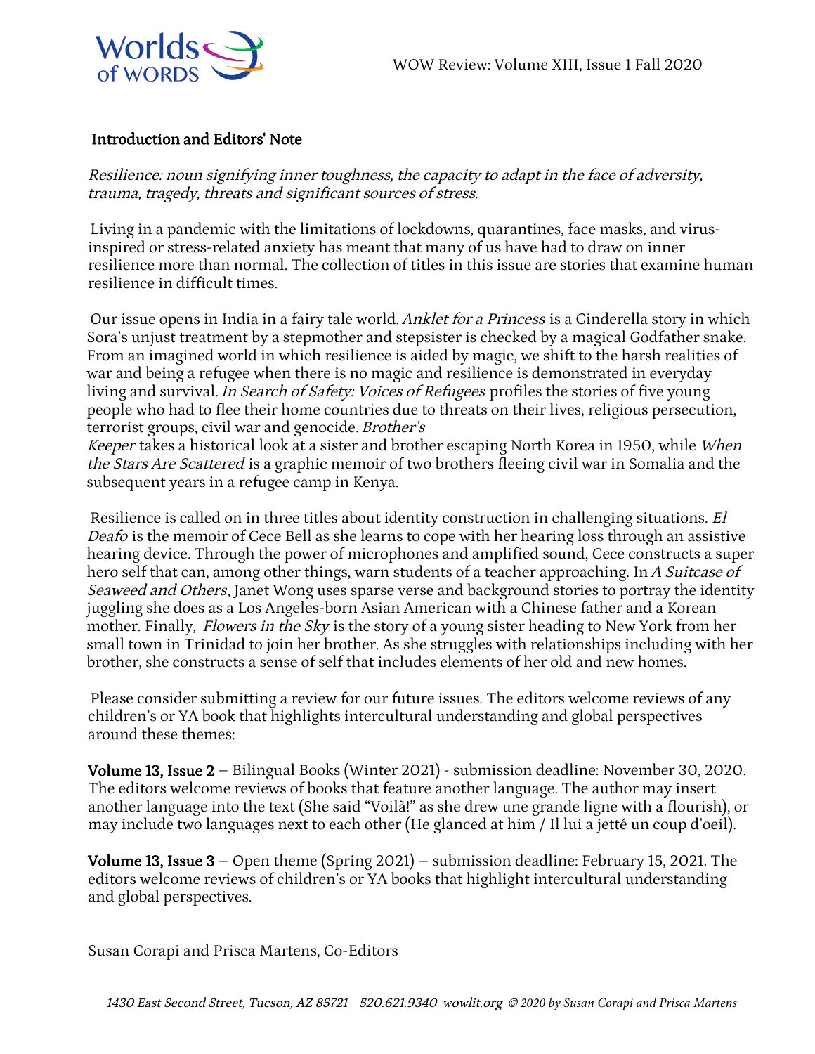## Introduction and Editors' Note

*Resilience: noun signifying inner toughness, the capacity to adapt in the face of adversity, trauma, tragedy, threats and significant sources of stress.*

Living in a pandemic with the limitations of lockdowns, quarantines, face masks, and virus-inspired or stress-related anxiety has meant that many of us have had to draw on inner resilience more than normal. The collection of titles in this issue are stories that examine human resilience in difficult times.

Our issue opens in India in a fairy tale world. *Anklet for a Princess* is a Cinderella story in which Sora's unjust treatment by a stepmother and stepsister is checked by a magical Godfather snake. From an imagined world in which resilience is aided by magic, we shift to the harsh realities of war and being a refugee when there is no magic and resilience is demonstrated in everyday living and survival. *In Search of Safety: Voices of Refugees* profiles the stories of five young people who had to flee their home countries due to threats on their lives, religious persecution, terrorist groups, civil war and genocide. *Brother's Keeper* takes a historical look at a sister and brother escaping North Korea in 1950, while *When the Stars Are Scattered* is a graphic memoir of two brothers fleeing civil war in Somalia and the subsequent years in a refugee camp in Kenya.

Resilience is called on in three titles about identity construction in challenging situations. *El Deafo* is the memoir of Cece Bell as she learns to cope with her hearing loss through an assistive hearing device. Through the power of microphones and amplified sound, Cece constructs a super hero self that can, among other things, warn students of a teacher approaching. In *A Suitcase of Seaweed and Others*, Janet Wong uses sparse verse and background stories to portray the identity juggling she does as a Los Angeles-born Asian American with a Chinese father and a Korean mother. Finally, *Flowers in the Sky* is the story of a young sister heading to New York from her small town in Trinidad to join her brother. As she struggles with relationships including with her brother, she constructs a sense of self that includes elements of her old and new homes.

Please consider submitting a review for our future issues. The editors welcome reviews of any children's or YA book that highlights intercultural understanding and global perspectives around these themes:

**Volume 13, Issue 2** – Bilingual Books (Winter 2021) - submission deadline: November 30, 2020. The editors welcome reviews of books that feature another language. The author may insert another language into the text (She said "Voilà!" as she drew une grande ligne with a flourish), or may include two languages next to each other (He glanced at him / Il lui a jetté un coup d'oeil).

**Volume 13, Issue 3** – Open theme (Spring 2021) – submission deadline: February 15, 2021. The editors welcome reviews of children's or YA books that highlight intercultural understanding and global perspectives.

Susan Corapi and Prisca Martens, Co-Editors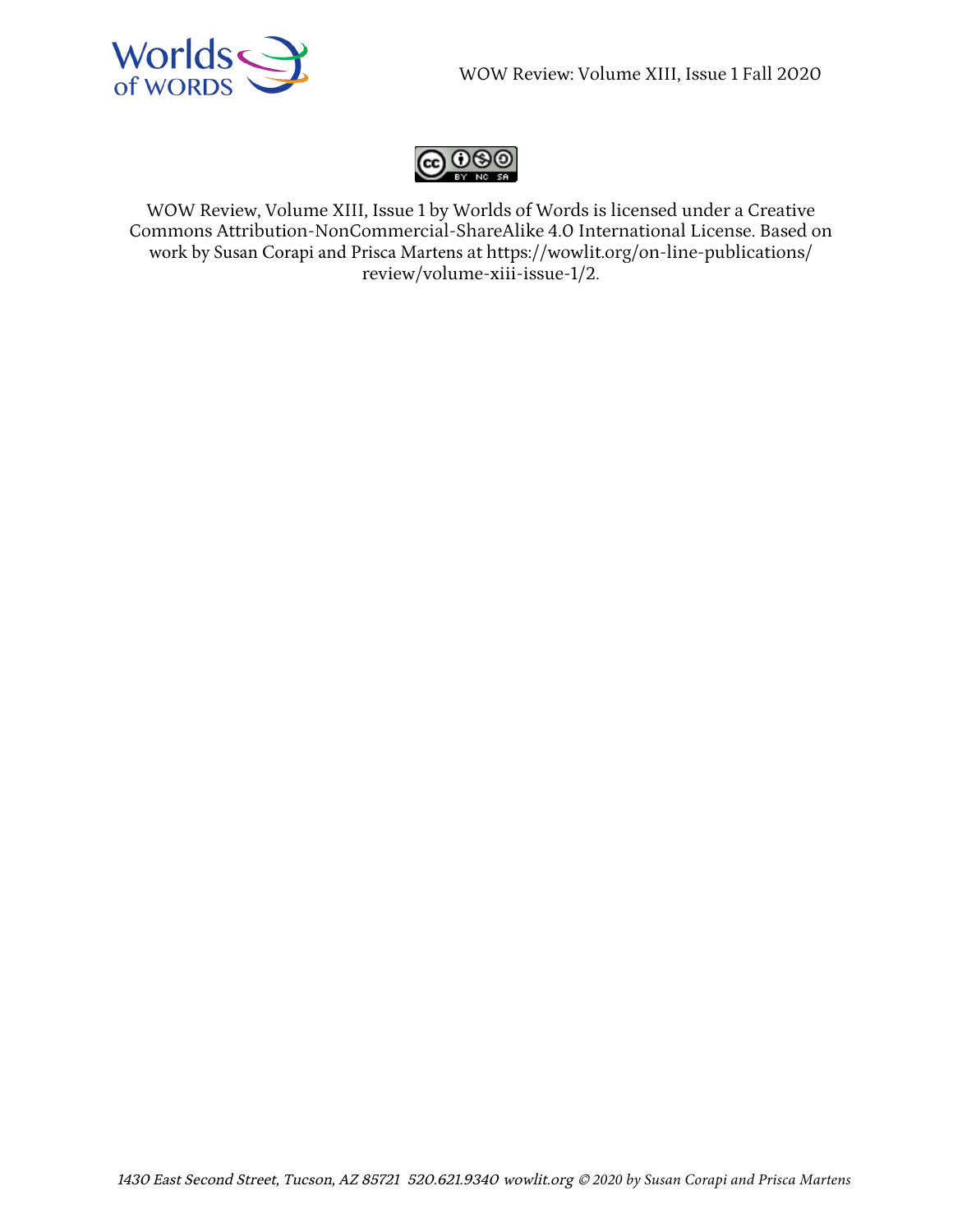WOW Review, Volume XIII, Issue 1 by Worlds of Words is licensed under a Creative Commons Attribution-NonCommercial-ShareAlike 4.0 International License. Based on work by Susan Corapi and Prisca Martens at https://wowlit.org/on-line-publications/review/volume-xiii-issue-1/2.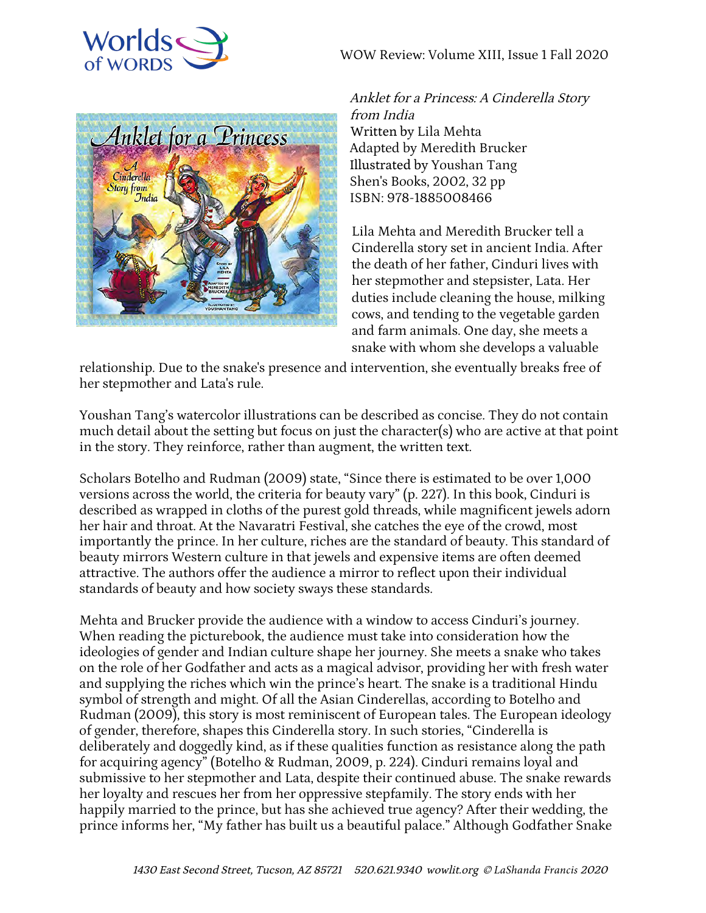*Anklet for a Princess: A Cinderella Story from India*
Written by Lila Mehta
Adapted by Meredith Brucker
Illustrated by Youshan Tang
Shen's Books, 2002, 32 pp
ISBN: 978-1885008466

Lila Mehta and Meredith Brucker tell a Cinderella story set in ancient India. After the death of her father, Cinduri lives with her stepmother and stepsister, Lata. Her duties include cleaning the house, milking cows, and tending to the vegetable garden and farm animals. One day, she meets a snake with whom she develops a valuable relationship. Due to the snake's presence and intervention, she eventually breaks free of her stepmother and Lata's rule.

Youshan Tang's watercolor illustrations can be described as concise. They do not contain much detail about the setting but focus on just the character(s) who are active at that point in the story. They reinforce, rather than augment, the written text.

Scholars Botelho and Rudman (2009) state, "Since there is estimated to be over 1,000 versions across the world, the criteria for beauty vary" (p. 227). In this book, Cinduri is described as wrapped in cloths of the purest gold threads, while magnificent jewels adorn her hair and throat. At the Navaratri Festival, she catches the eye of the crowd, most importantly the prince. In her culture, riches are the standard of beauty. This standard of beauty mirrors Western culture in that jewels and expensive items are often deemed attractive. The authors offer the audience a mirror to reflect upon their individual standards of beauty and how society sways these standards.

Mehta and Brucker provide the audience with a window to access Cinduri's journey. When reading the picturebook, the audience must take into consideration how the ideologies of gender and Indian culture shape her journey. She meets a snake who takes on the role of her Godfather and acts as a magical advisor, providing her with fresh water and supplying the riches which win the prince's heart. The snake is a traditional Hindu symbol of strength and might. Of all the Asian Cinderellas, according to Botelho and Rudman (2009), this story is most reminiscent of European tales. The European ideology of gender, therefore, shapes this Cinderella story. In such stories, "Cinderella is deliberately and doggedly kind, as if these qualities function as resistance along the path for acquiring agency" (Botelho & Rudman, 2009, p. 224). Cinduri remains loyal and submissive to her stepmother and Lata, despite their continued abuse. The snake rewards her loyalty and rescues her from her oppressive stepfamily. The story ends with her happily married to the prince, but has she achieved true agency? After their wedding, the prince informs her, "My father has built us a beautiful palace." Although Godfather Snake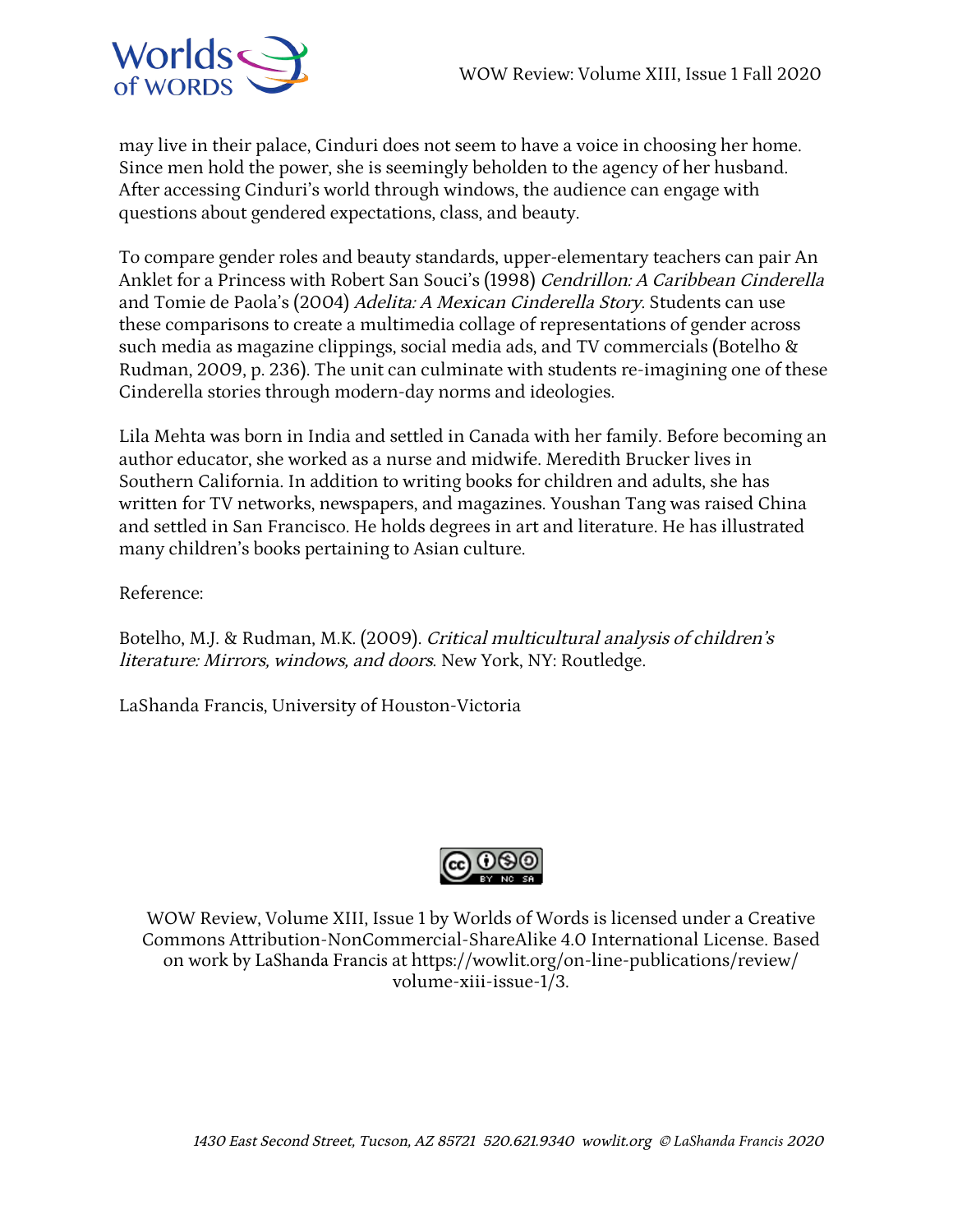may live in their palace, Cinduri does not seem to have a voice in choosing her home. Since men hold the power, she is seemingly beholden to the agency of her husband. After accessing Cinduri's world through windows, the audience can engage with questions about gendered expectations, class, and beauty.

To compare gender roles and beauty standards, upper-elementary teachers can pair An Anklet for a Princess with Robert San Souci's (1998) *Cendrillon: A Caribbean Cinderella* and Tomie de Paola's (2004) *Adelita: A Mexican Cinderella Story*. Students can use these comparisons to create a multimedia collage of representations of gender across such media as magazine clippings, social media ads, and TV commercials (Botelho & Rudman, 2009, p. 236). The unit can culminate with students re-imagining one of these Cinderella stories through modern-day norms and ideologies.

Lila Mehta was born in India and settled in Canada with her family. Before becoming an author educator, she worked as a nurse and midwife. Meredith Brucker lives in Southern California. In addition to writing books for children and adults, she has written for TV networks, newspapers, and magazines. Youshan Tang was raised China and settled in San Francisco. He holds degrees in art and literature. He has illustrated many children's books pertaining to Asian culture.

Reference:

Botelho, M.J. & Rudman, M.K. (2009). *Critical multicultural analysis of children's literature: Mirrors, windows, and doors*. New York, NY: Routledge.

LaShanda Francis, University of Houston-Victoria

WOW Review, Volume XIII, Issue 1 by Worlds of Words is licensed under a Creative Commons Attribution-NonCommercial-ShareAlike 4.0 International License. Based on work by LaShanda Francis at https://wowlit.org/on-line-publications/review/volume-xiii-issue-1/3.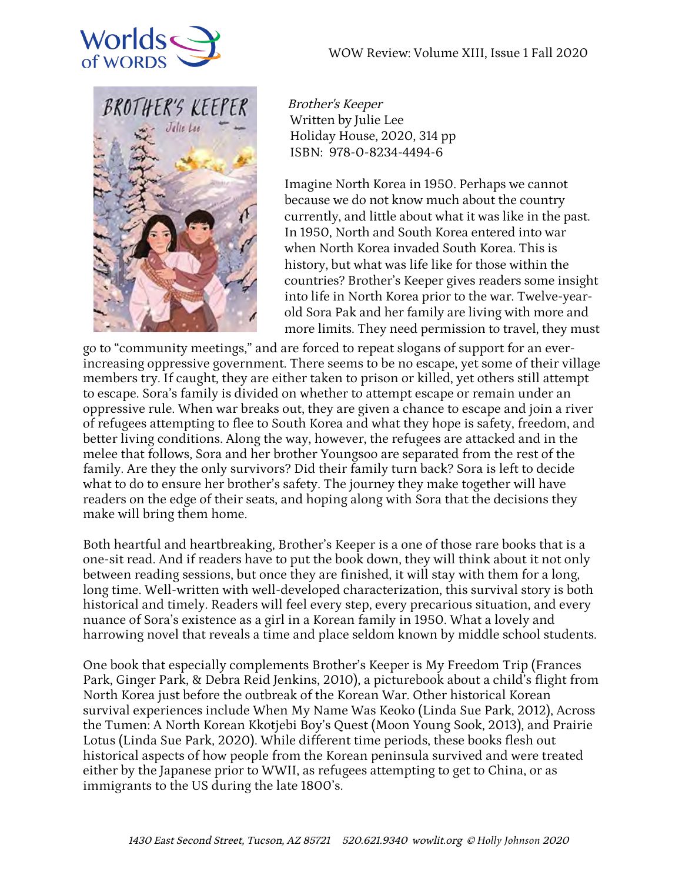*Brother's Keeper*
Written by Julie Lee
Holiday House, 2020, 314 pp
ISBN: 978-0-8234-4494-6

Imagine North Korea in 1950. Perhaps we cannot because we do not know much about the country currently, and little about what it was like in the past. In 1950, North and South Korea entered into war when North Korea invaded South Korea. This is history, but what was life like for those within the countries? Brother's Keeper gives readers some insight into life in North Korea prior to the war. Twelve-year-old Sora Pak and her family are living with more and more limits. They need permission to travel, they must go to "community meetings," and are forced to repeat slogans of support for an ever-increasing oppressive government. There seems to be no escape, yet some of their village members try. If caught, they are either taken to prison or killed, yet others still attempt to escape. Sora's family is divided on whether to attempt escape or remain under an oppressive rule. When war breaks out, they are given a chance to escape and join a river of refugees attempting to flee to South Korea and what they hope is safety, freedom, and better living conditions. Along the way, however, the refugees are attacked and in the melee that follows, Sora and her brother Youngsoo are separated from the rest of the family. Are they the only survivors? Did their family turn back? Sora is left to decide what to do to ensure her brother's safety. The journey they make together will have readers on the edge of their seats, and hoping along with Sora that the decisions they make will bring them home.

Both heartful and heartbreaking, Brother's Keeper is a one of those rare books that is a one-sit read. And if readers have to put the book down, they will think about it not only between reading sessions, but once they are finished, it will stay with them for a long, long time. Well-written with well-developed characterization, this survival story is both historical and timely. Readers will feel every step, every precarious situation, and every nuance of Sora's existence as a girl in a Korean family in 1950. What a lovely and harrowing novel that reveals a time and place seldom known by middle school students.

One book that especially complements Brother's Keeper is My Freedom Trip (Frances Park, Ginger Park, & Debra Reid Jenkins, 2010), a picturebook about a child's flight from North Korea just before the outbreak of the Korean War. Other historical Korean survival experiences include When My Name Was Keoko (Linda Sue Park, 2012), Across the Tumen: A North Korean Kkotjebi Boy's Quest (Moon Young Sook, 2013), and Prairie Lotus (Linda Sue Park, 2020). While different time periods, these books flesh out historical aspects of how people from the Korean peninsula survived and were treated either by the Japanese prior to WWII, as refugees attempting to get to China, or as immigrants to the US during the late 1800's.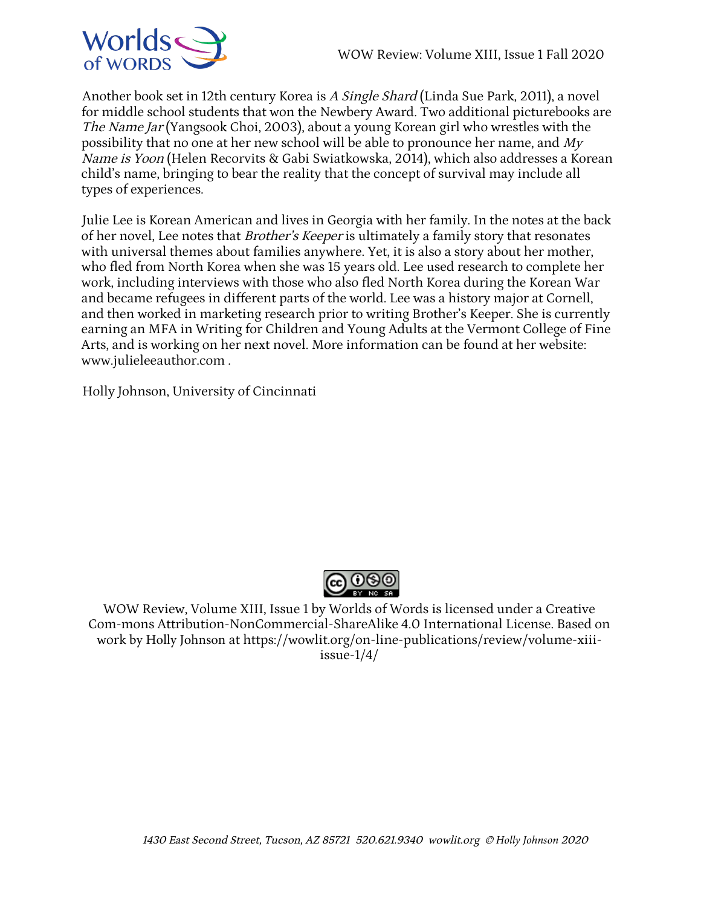Another book set in 12th century Korea is *A Single Shard* (Linda Sue Park, 2011), a novel for middle school students that won the Newbery Award. Two additional picturebooks are *The Name Jar* (Yangsook Choi, 2003), about a young Korean girl who wrestles with the possibility that no one at her new school will be able to pronounce her name, and *My Name is Yoon* (Helen Recorvits & Gabi Swiatkowska, 2014), which also addresses a Korean child's name, bringing to bear the reality that the concept of survival may include all types of experiences.

Julie Lee is Korean American and lives in Georgia with her family. In the notes at the back of her novel, Lee notes that *Brother's Keeper* is ultimately a family story that resonates with universal themes about families anywhere. Yet, it is also a story about her mother, who fled from North Korea when she was 15 years old. Lee used research to complete her work, including interviews with those who also fled North Korea during the Korean War and became refugees in different parts of the world. Lee was a history major at Cornell, and then worked in marketing research prior to writing Brother's Keeper. She is currently earning an MFA in Writing for Children and Young Adults at the Vermont College of Fine Arts, and is working on her next novel. More information can be found at her website: www.julieleeauthor.com .

Holly Johnson, University of Cincinnati

WOW Review, Volume XIII, Issue 1 by Worlds of Words is licensed under a Creative Com-mons Attribution-NonCommercial-ShareAlike 4.0 International License. Based on work by Holly Johnson at https://wowlit.org/on-line-publications/review/volume-xiii-issue-1/4/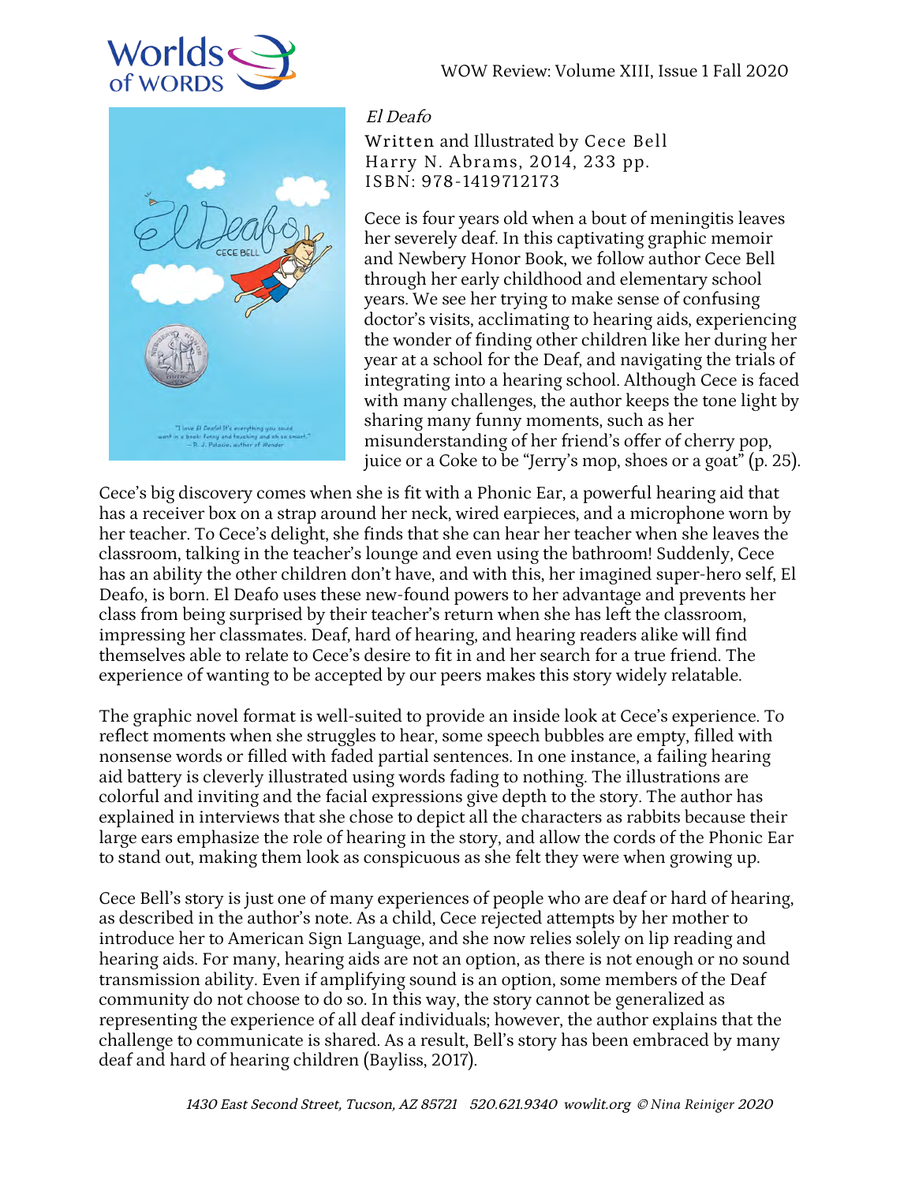*El Deafo*

Written and Illustrated by Cece Bell
Harry N. Abrams, 2014, 233 pp.
ISBN: 978-1419712173

Cece is four years old when a bout of meningitis leaves her severely deaf. In this captivating graphic memoir and Newbery Honor Book, we follow author Cece Bell through her early childhood and elementary school years. We see her trying to make sense of confusing doctor's visits, acclimating to hearing aids, experiencing the wonder of finding other children like her during her year at a school for the Deaf, and navigating the trials of integrating into a hearing school. Although Cece is faced with many challenges, the author keeps the tone light by sharing many funny moments, such as her misunderstanding of her friend's offer of cherry pop, juice or a Coke to be "Jerry's mop, shoes or a goat" (p. 25).

Cece's big discovery comes when she is fit with a Phonic Ear, a powerful hearing aid that has a receiver box on a strap around her neck, wired earpieces, and a microphone worn by her teacher. To Cece's delight, she finds that she can hear her teacher when she leaves the classroom, talking in the teacher's lounge and even using the bathroom! Suddenly, Cece has an ability the other children don't have, and with this, her imagined super-hero self, El Deafo, is born. El Deafo uses these new-found powers to her advantage and prevents her class from being surprised by their teacher's return when she has left the classroom, impressing her classmates. Deaf, hard of hearing, and hearing readers alike will find themselves able to relate to Cece's desire to fit in and her search for a true friend. The experience of wanting to be accepted by our peers makes this story widely relatable.

The graphic novel format is well-suited to provide an inside look at Cece's experience. To reflect moments when she struggles to hear, some speech bubbles are empty, filled with nonsense words or filled with faded partial sentences. In one instance, a failing hearing aid battery is cleverly illustrated using words fading to nothing. The illustrations are colorful and inviting and the facial expressions give depth to the story. The author has explained in interviews that she chose to depict all the characters as rabbits because their large ears emphasize the role of hearing in the story, and allow the cords of the Phonic Ear to stand out, making them look as conspicuous as she felt they were when growing up.

Cece Bell's story is just one of many experiences of people who are deaf or hard of hearing, as described in the author's note. As a child, Cece rejected attempts by her mother to introduce her to American Sign Language, and she now relies solely on lip reading and hearing aids. For many, hearing aids are not an option, as there is not enough or no sound transmission ability. Even if amplifying sound is an option, some members of the Deaf community do not choose to do so. In this way, the story cannot be generalized as representing the experience of all deaf individuals; however, the author explains that the challenge to communicate is shared. As a result, Bell's story has been embraced by many deaf and hard of hearing children (Bayliss, 2017).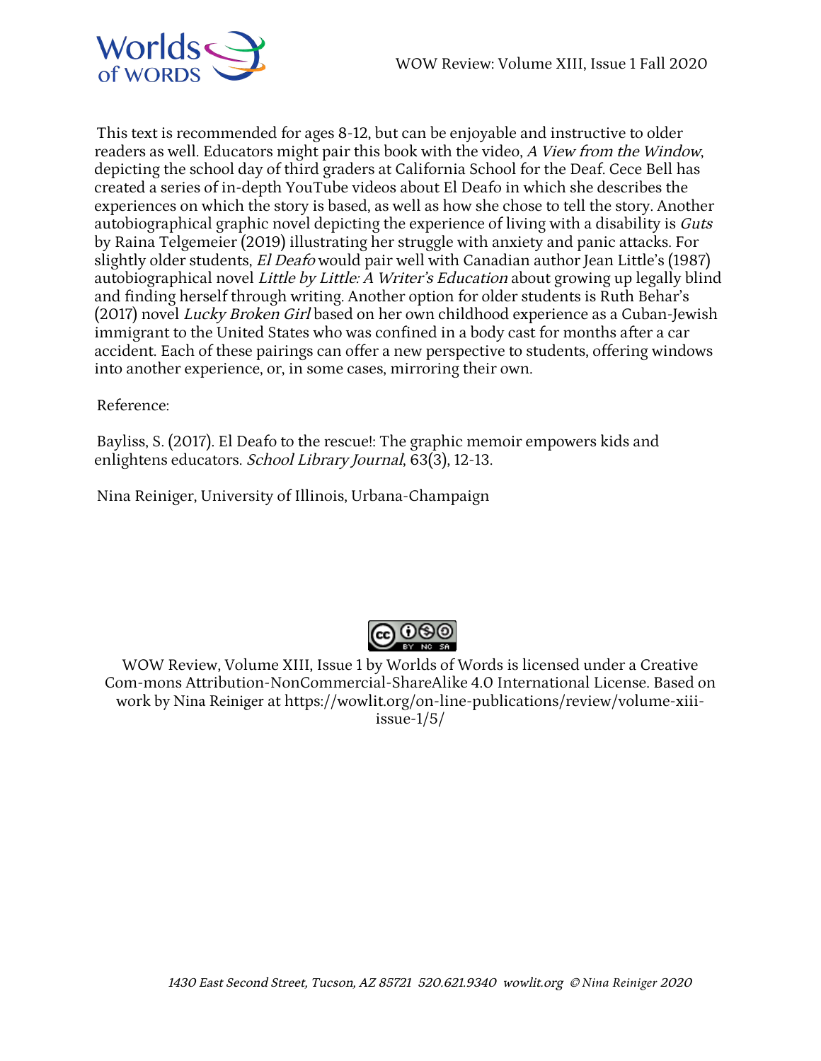This text is recommended for ages 8-12, but can be enjoyable and instructive to older readers as well. Educators might pair this book with the video, *A View from the Window*, depicting the school day of third graders at California School for the Deaf. Cece Bell has created a series of in-depth YouTube videos about El Deafo in which she describes the experiences on which the story is based, as well as how she chose to tell the story. Another autobiographical graphic novel depicting the experience of living with a disability is *Guts* by Raina Telgemeier (2019) illustrating her struggle with anxiety and panic attacks. For slightly older students, *El Deafo* would pair well with Canadian author Jean Little's (1987) autobiographical novel *Little by Little: A Writer's Education* about growing up legally blind and finding herself through writing. Another option for older students is Ruth Behar's (2017) novel *Lucky Broken Girl* based on her own childhood experience as a Cuban-Jewish immigrant to the United States who was confined in a body cast for months after a car accident. Each of these pairings can offer a new perspective to students, offering windows into another experience, or, in some cases, mirroring their own.

Reference:

Bayliss, S. (2017). El Deafo to the rescue!: The graphic memoir empowers kids and enlightens educators. *School Library Journal*, 63(3), 12-13.

Nina Reiniger, University of Illinois, Urbana-Champaign

WOW Review, Volume XIII, Issue 1 by Worlds of Words is licensed under a Creative Com-mons Attribution-NonCommercial-ShareAlike 4.0 International License. Based on work by Nina Reiniger at https://wowlit.org/on-line-publications/review/volume-xiii-issue-1/5/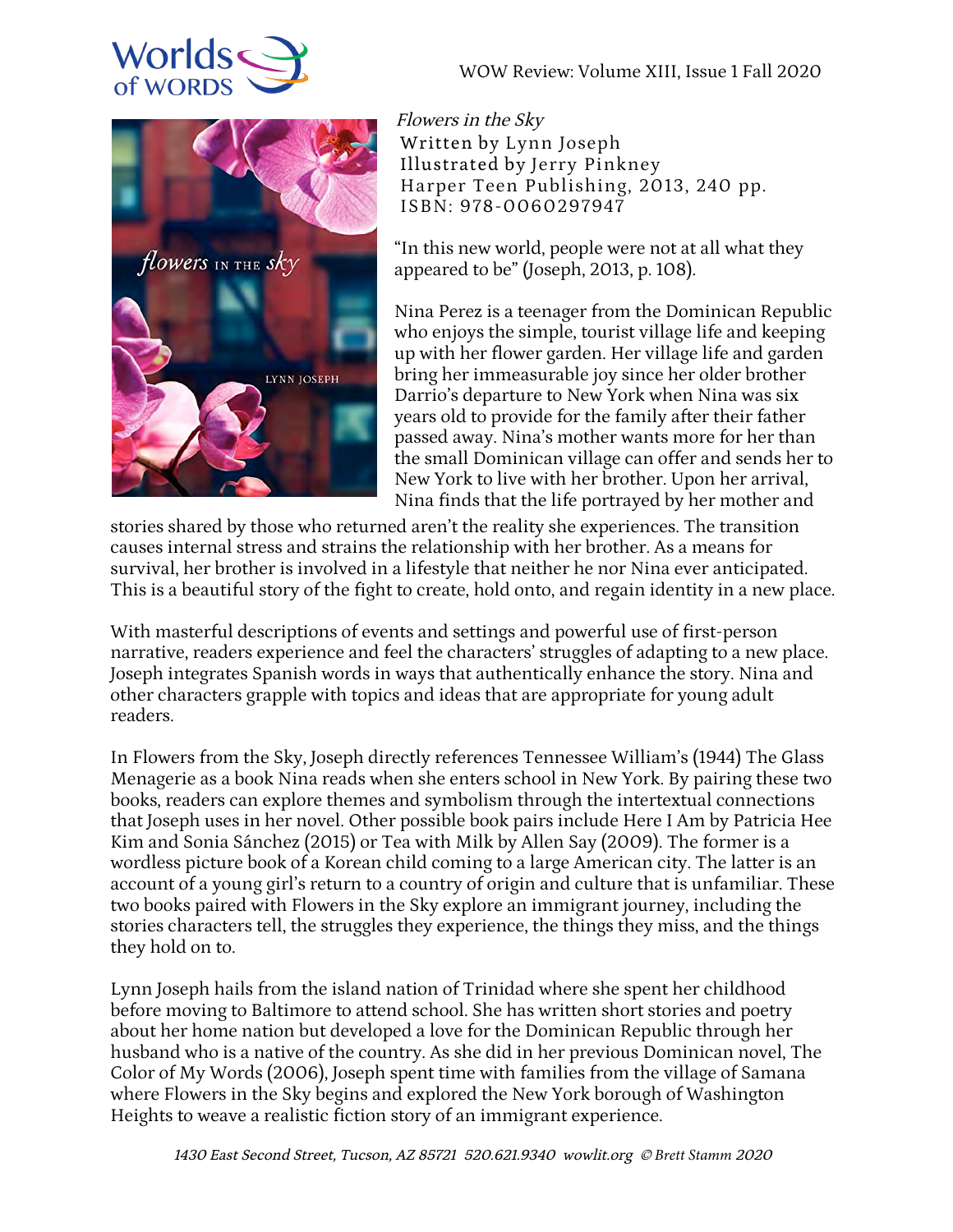*Flowers in the Sky*
Written by Lynn Joseph
Illustrated by Jerry Pinkney
Harper Teen Publishing, 2013, 240 pp.
ISBN: 978-0060297947

"In this new world, people were not at all what they appeared to be" (Joseph, 2013, p. 108).

Nina Perez is a teenager from the Dominican Republic who enjoys the simple, tourist village life and keeping up with her flower garden. Her village life and garden bring her immeasurable joy since her older brother Darrio's departure to New York when Nina was six years old to provide for the family after their father passed away. Nina's mother wants more for her than the small Dominican village can offer and sends her to New York to live with her brother. Upon her arrival, Nina finds that the life portrayed by her mother and stories shared by those who returned aren't the reality she experiences. The transition causes internal stress and strains the relationship with her brother. As a means for survival, her brother is involved in a lifestyle that neither he nor Nina ever anticipated. This is a beautiful story of the fight to create, hold onto, and regain identity in a new place.

With masterful descriptions of events and settings and powerful use of first-person narrative, readers experience and feel the characters' struggles of adapting to a new place. Joseph integrates Spanish words in ways that authentically enhance the story. Nina and other characters grapple with topics and ideas that are appropriate for young adult readers.

In Flowers from the Sky, Joseph directly references Tennessee William's (1944) The Glass Menagerie as a book Nina reads when she enters school in New York. By pairing these two books, readers can explore themes and symbolism through the intertextual connections that Joseph uses in her novel. Other possible book pairs include Here I Am by Patricia Hee Kim and Sonia Sánchez (2015) or Tea with Milk by Allen Say (2009). The former is a wordless picture book of a Korean child coming to a large American city. The latter is an account of a young girl's return to a country of origin and culture that is unfamiliar. These two books paired with Flowers in the Sky explore an immigrant journey, including the stories characters tell, the struggles they experience, the things they miss, and the things they hold on to.

Lynn Joseph hails from the island nation of Trinidad where she spent her childhood before moving to Baltimore to attend school. She has written short stories and poetry about her home nation but developed a love for the Dominican Republic through her husband who is a native of the country. As she did in her previous Dominican novel, The Color of My Words (2006), Joseph spent time with families from the village of Samana where Flowers in the Sky begins and explored the New York borough of Washington Heights to weave a realistic fiction story of an immigrant experience.

*© Brett Stamm 2020*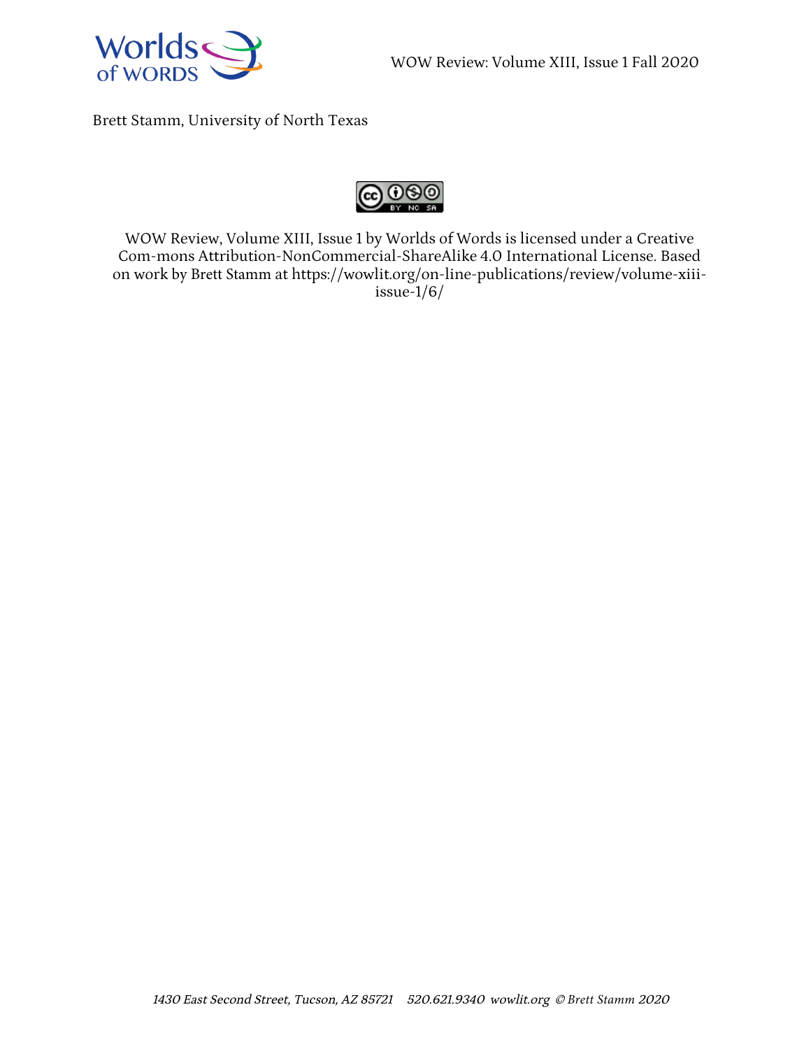Brett Stamm, University of North Texas

WOW Review, Volume XIII, Issue 1 by Worlds of Words is licensed under a Creative Com-mons Attribution-NonCommercial-ShareAlike 4.0 International License. Based on work by Brett Stamm at https://wowlit.org/on-line-publications/review/volume-xiii-issue-1/6/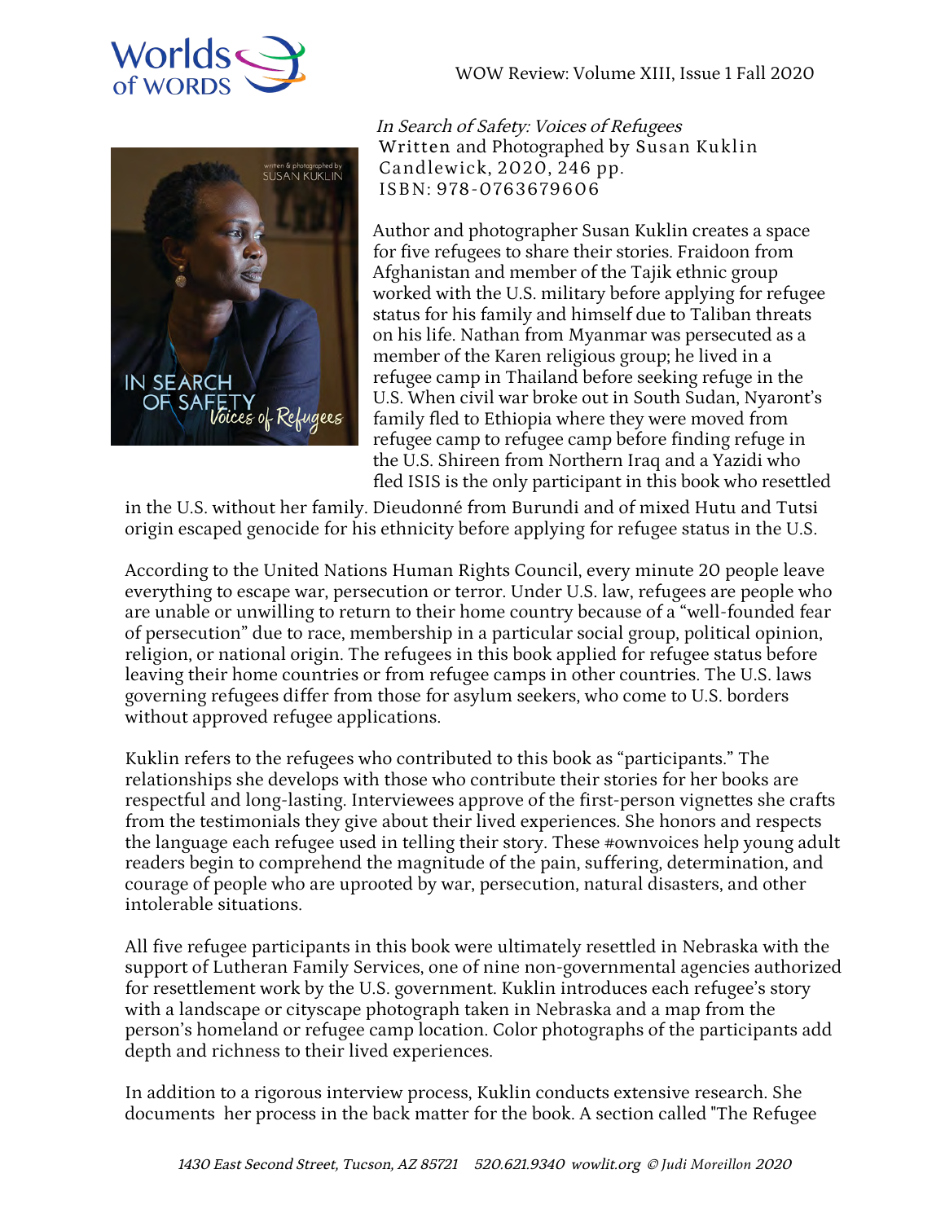*In Search of Safety: Voices of Refugees*
Written and Photographed by Susan Kuklin
Candlewick, 2020, 246 pp.
ISBN: 978-0763679606

Author and photographer Susan Kuklin creates a space for five refugees to share their stories. Fraidoon from Afghanistan and member of the Tajik ethnic group worked with the U.S. military before applying for refugee status for his family and himself due to Taliban threats on his life. Nathan from Myanmar was persecuted as a member of the Karen religious group; he lived in a refugee camp in Thailand before seeking refuge in the U.S. When civil war broke out in South Sudan, Nyaront's family fled to Ethiopia where they were moved from refugee camp to refugee camp before finding refuge in the U.S. Shireen from Northern Iraq and a Yazidi who fled ISIS is the only participant in this book who resettled in the U.S. without her family. Dieudonné from Burundi and of mixed Hutu and Tutsi origin escaped genocide for his ethnicity before applying for refugee status in the U.S.

According to the United Nations Human Rights Council, every minute 20 people leave everything to escape war, persecution or terror. Under U.S. law, refugees are people who are unable or unwilling to return to their home country because of a "well-founded fear of persecution" due to race, membership in a particular social group, political opinion, religion, or national origin. The refugees in this book applied for refugee status before leaving their home countries or from refugee camps in other countries. The U.S. laws governing refugees differ from those for asylum seekers, who come to U.S. borders without approved refugee applications.

Kuklin refers to the refugees who contributed to this book as "participants." The relationships she develops with those who contribute their stories for her books are respectful and long-lasting. Interviewees approve of the first-person vignettes she crafts from the testimonials they give about their lived experiences. She honors and respects the language each refugee used in telling their story. These #ownvoices help young adult readers begin to comprehend the magnitude of the pain, suffering, determination, and courage of people who are uprooted by war, persecution, natural disasters, and other intolerable situations.

All five refugee participants in this book were ultimately resettled in Nebraska with the support of Lutheran Family Services, one of nine non-governmental agencies authorized for resettlement work by the U.S. government. Kuklin introduces each refugee's story with a landscape or cityscape photograph taken in Nebraska and a map from the person's homeland or refugee camp location. Color photographs of the participants add depth and richness to their lived experiences.

In addition to a rigorous interview process, Kuklin conducts extensive research. She documents her process in the back matter for the book. A section called "The Refugee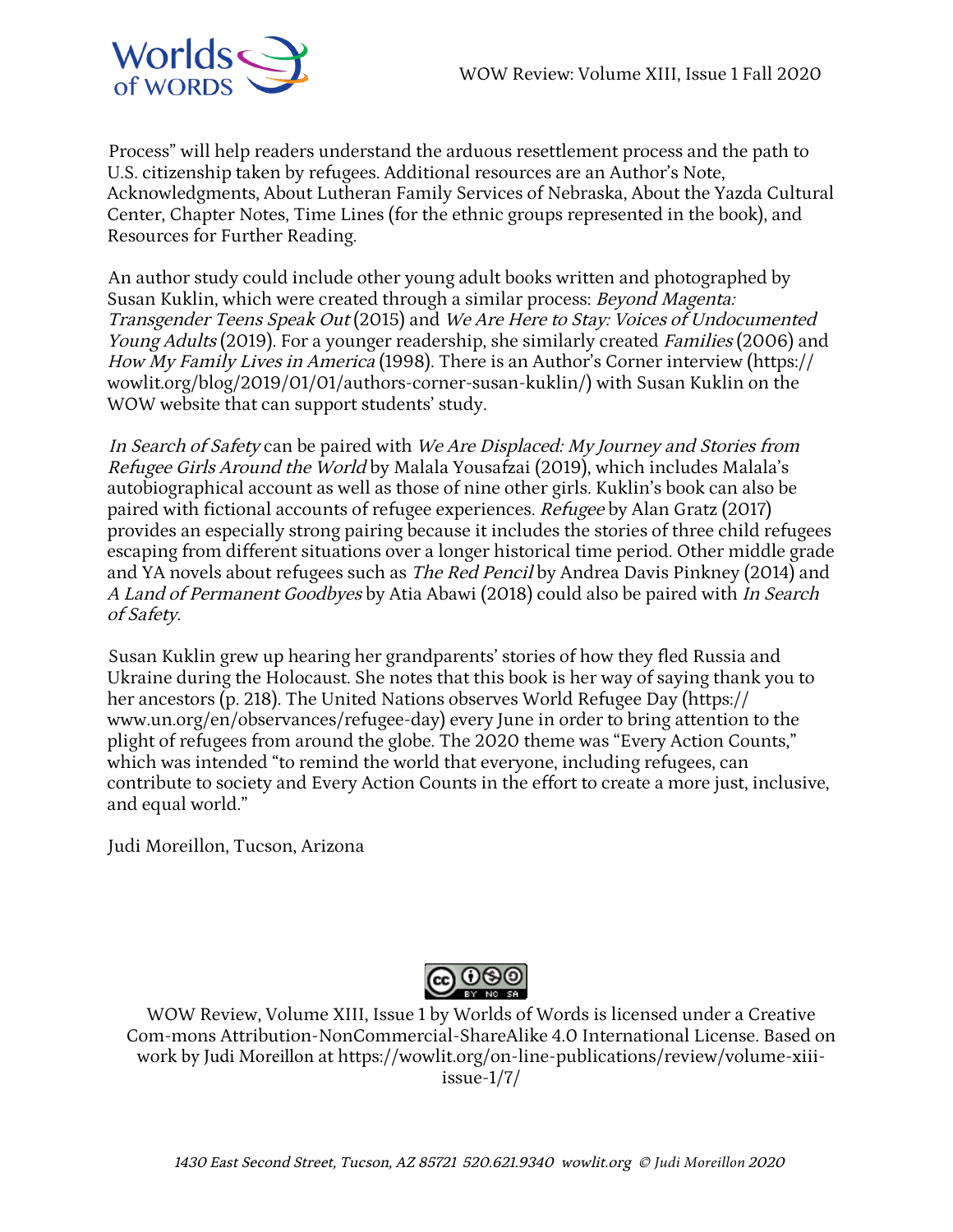Process" will help readers understand the arduous resettlement process and the path to U.S. citizenship taken by refugees. Additional resources are an Author's Note, Acknowledgments, About Lutheran Family Services of Nebraska, About the Yazda Cultural Center, Chapter Notes, Time Lines (for the ethnic groups represented in the book), and Resources for Further Reading.

An author study could include other young adult books written and photographed by Susan Kuklin, which were created through a similar process: *Beyond Magenta: Transgender Teens Speak Out* (2015) and *We Are Here to Stay: Voices of Undocumented Young Adults* (2019). For a younger readership, she similarly created *Families* (2006) and *How My Family Lives in America* (1998). There is an Author's Corner interview (https://wowlit.org/blog/2019/01/01/authors-corner-susan-kuklin/) with Susan Kuklin on the WOW website that can support students' study.

*In Search of Safety* can be paired with *We Are Displaced: My Journey and Stories from Refugee Girls Around the World* by Malala Yousafzai (2019), which includes Malala's autobiographical account as well as those of nine other girls. Kuklin's book can also be paired with fictional accounts of refugee experiences. *Refugee* by Alan Gratz (2017) provides an especially strong pairing because it includes the stories of three child refugees escaping from different situations over a longer historical time period. Other middle grade and YA novels about refugees such as *The Red Pencil* by Andrea Davis Pinkney (2014) and *A Land of Permanent Goodbyes* by Atia Abawi (2018) could also be paired with *In Search of Safety*.

Susan Kuklin grew up hearing her grandparents' stories of how they fled Russia and Ukraine during the Holocaust. She notes that this book is her way of saying thank you to her ancestors (p. 218). The United Nations observes World Refugee Day (https://www.un.org/en/observances/refugee-day) every June in order to bring attention to the plight of refugees from around the globe. The 2020 theme was "Every Action Counts," which was intended "to remind the world that everyone, including refugees, can contribute to society and Every Action Counts in the effort to create a more just, inclusive, and equal world."

Judi Moreillon, Tucson, Arizona

WOW Review, Volume XIII, Issue 1 by Worlds of Words is licensed under a Creative Com-mons Attribution-NonCommercial-ShareAlike 4.0 International License. Based on work by Judi Moreillon at https://wowlit.org/on-line-publications/review/volume-xiii-issue-1/7/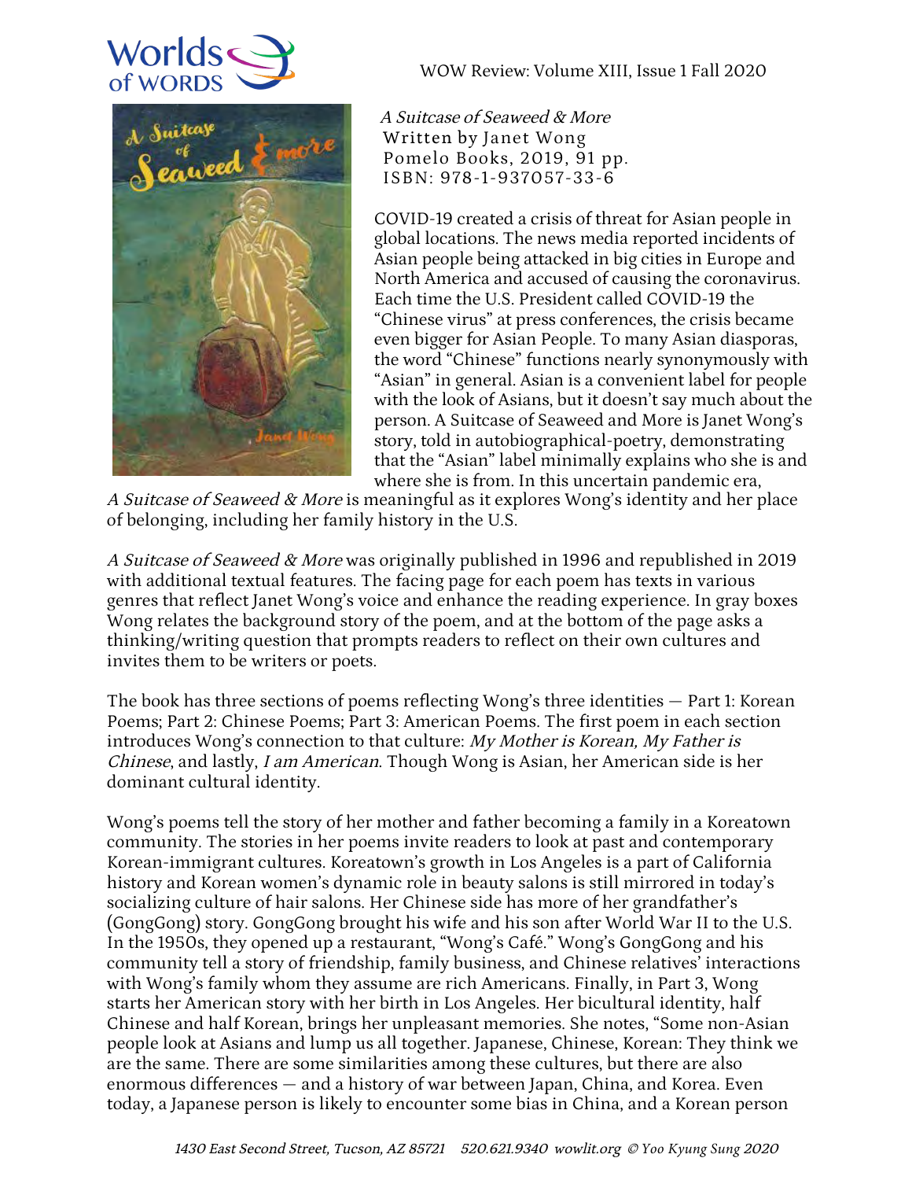*A Suitcase of Seaweed & More*
Written by Janet Wong
Pomelo Books, 2019, 91 pp.
ISBN: 978-1-937057-33-6

COVID-19 created a crisis of threat for Asian people in global locations. The news media reported incidents of Asian people being attacked in big cities in Europe and North America and accused of causing the coronavirus. Each time the U.S. President called COVID-19 the "Chinese virus" at press conferences, the crisis became even bigger for Asian People. To many Asian diasporas, the word "Chinese" functions nearly synonymously with "Asian" in general. Asian is a convenient label for people with the look of Asians, but it doesn't say much about the person. A Suitcase of Seaweed and More is Janet Wong's story, told in autobiographical-poetry, demonstrating that the "Asian" label minimally explains who she is and where she is from. In this uncertain pandemic era, *A Suitcase of Seaweed & More* is meaningful as it explores Wong's identity and her place of belonging, including her family history in the U.S.

*A Suitcase of Seaweed & More* was originally published in 1996 and republished in 2019 with additional textual features. The facing page for each poem has texts in various genres that reflect Janet Wong's voice and enhance the reading experience. In gray boxes Wong relates the background story of the poem, and at the bottom of the page asks a thinking/writing question that prompts readers to reflect on their own cultures and invites them to be writers or poets.

The book has three sections of poems reflecting Wong's three identities — Part 1: Korean Poems; Part 2: Chinese Poems; Part 3: American Poems. The first poem in each section introduces Wong's connection to that culture: *My Mother is Korean, My Father is Chinese*, and lastly, *I am American.* Though Wong is Asian, her American side is her dominant cultural identity.

Wong's poems tell the story of her mother and father becoming a family in a Koreatown community. The stories in her poems invite readers to look at past and contemporary Korean-immigrant cultures. Koreatown's growth in Los Angeles is a part of California history and Korean women's dynamic role in beauty salons is still mirrored in today's socializing culture of hair salons. Her Chinese side has more of her grandfather's (GongGong) story. GongGong brought his wife and his son after World War II to the U.S. In the 1950s, they opened up a restaurant, "Wong's Café." Wong's GongGong and his community tell a story of friendship, family business, and Chinese relatives' interactions with Wong's family whom they assume are rich Americans. Finally, in Part 3, Wong starts her American story with her birth in Los Angeles. Her bicultural identity, half Chinese and half Korean, brings her unpleasant memories. She notes, "Some non-Asian people look at Asians and lump us all together. Japanese, Chinese, Korean: They think we are the same. There are some similarities among these cultures, but there are also enormous differences — and a history of war between Japan, China, and Korea. Even today, a Japanese person is likely to encounter some bias in China, and a Korean person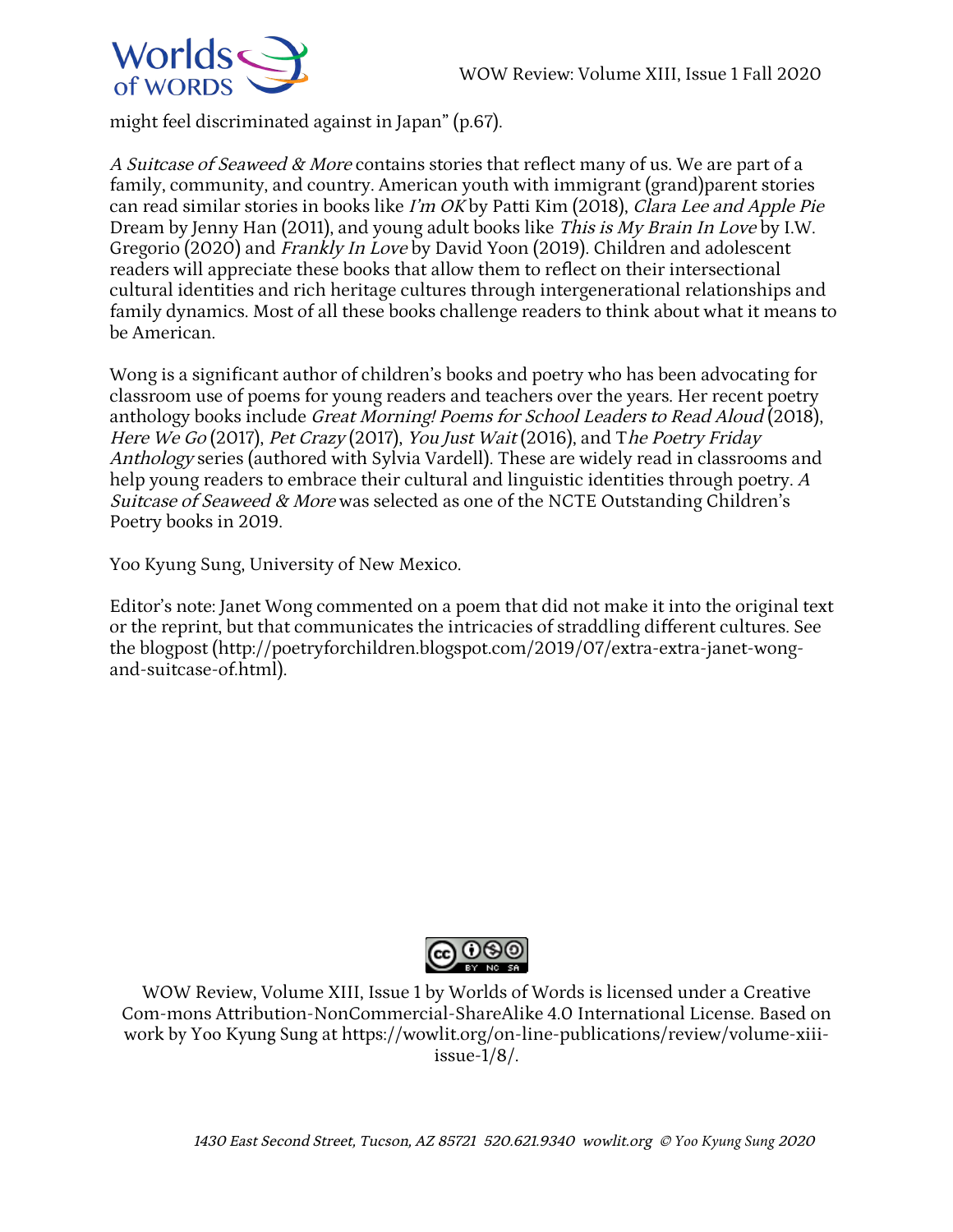might feel discriminated against in Japan" (p.67).

*A Suitcase of Seaweed & More* contains stories that reflect many of us. We are part of a family, community, and country. American youth with immigrant (grand)parent stories can read similar stories in books like *I'm OK* by Patti Kim (2018), *Clara Lee and Apple Pie* Dream by Jenny Han (2011), and young adult books like *This is My Brain In Love* by I.W. Gregorio (2020) and *Frankly In Love* by David Yoon (2019). Children and adolescent readers will appreciate these books that allow them to reflect on their intersectional cultural identities and rich heritage cultures through intergenerational relationships and family dynamics. Most of all these books challenge readers to think about what it means to be American.

Wong is a significant author of children's books and poetry who has been advocating for classroom use of poems for young readers and teachers over the years. Her recent poetry anthology books include *Great Morning! Poems for School Leaders to Read Aloud* (2018), *Here We Go* (2017), *Pet Crazy* (2017), *You Just Wait* (2016), and T*he Poetry Friday Anthology* series (authored with Sylvia Vardell). These are widely read in classrooms and help young readers to embrace their cultural and linguistic identities through poetry. *A Suitcase of Seaweed & More* was selected as one of the NCTE Outstanding Children's Poetry books in 2019.

Yoo Kyung Sung, University of New Mexico.

Editor's note: Janet Wong commented on a poem that did not make it into the original text or the reprint, but that communicates the intricacies of straddling different cultures. See the blogpost (http://poetryforchildren.blogspot.com/2019/07/extra-extra-janet-wong-and-suitcase-of.html).

WOW Review, Volume XIII, Issue 1 by Worlds of Words is licensed under a Creative Com-mons Attribution-NonCommercial-ShareAlike 4.0 International License. Based on work by Yoo Kyung Sung at https://wowlit.org/on-line-publications/review/volume-xiii-issue-1/8/.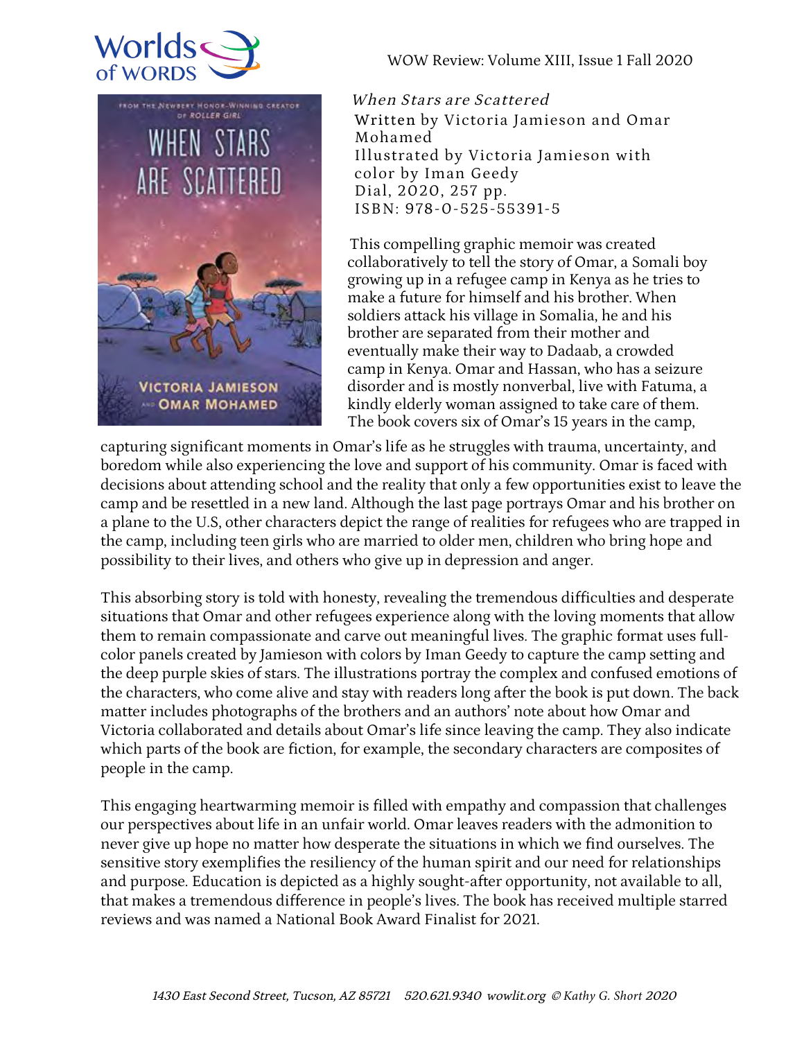*When Stars are Scattered*
Written by Victoria Jamieson and Omar Mohamed
Illustrated by Victoria Jamieson with color by Iman Geedy
Dial, 2020, 257 pp.
ISBN: 978-0-525-55391-5

This compelling graphic memoir was created collaboratively to tell the story of Omar, a Somali boy growing up in a refugee camp in Kenya as he tries to make a future for himself and his brother. When soldiers attack his village in Somalia, he and his brother are separated from their mother and eventually make their way to Dadaab, a crowded camp in Kenya. Omar and Hassan, who has a seizure disorder and is mostly nonverbal, live with Fatuma, a kindly elderly woman assigned to take care of them. The book covers six of Omar's 15 years in the camp, capturing significant moments in Omar's life as he struggles with trauma, uncertainty, and boredom while also experiencing the love and support of his community. Omar is faced with decisions about attending school and the reality that only a few opportunities exist to leave the camp and be resettled in a new land. Although the last page portrays Omar and his brother on a plane to the U.S, other characters depict the range of realities for refugees who are trapped in the camp, including teen girls who are married to older men, children who bring hope and possibility to their lives, and others who give up in depression and anger.

This absorbing story is told with honesty, revealing the tremendous difficulties and desperate situations that Omar and other refugees experience along with the loving moments that allow them to remain compassionate and carve out meaningful lives. The graphic format uses full-color panels created by Jamieson with colors by Iman Geedy to capture the camp setting and the deep purple skies of stars. The illustrations portray the complex and confused emotions of the characters, who come alive and stay with readers long after the book is put down. The back matter includes photographs of the brothers and an authors' note about how Omar and Victoria collaborated and details about Omar's life since leaving the camp. They also indicate which parts of the book are fiction, for example, the secondary characters are composites of people in the camp.

This engaging heartwarming memoir is filled with empathy and compassion that challenges our perspectives about life in an unfair world. Omar leaves readers with the admonition to never give up hope no matter how desperate the situations in which we find ourselves. The sensitive story exemplifies the resiliency of the human spirit and our need for relationships and purpose. Education is depicted as a highly sought-after opportunity, not available to all, that makes a tremendous difference in people's lives. The book has received multiple starred reviews and was named a National Book Award Finalist for 2021.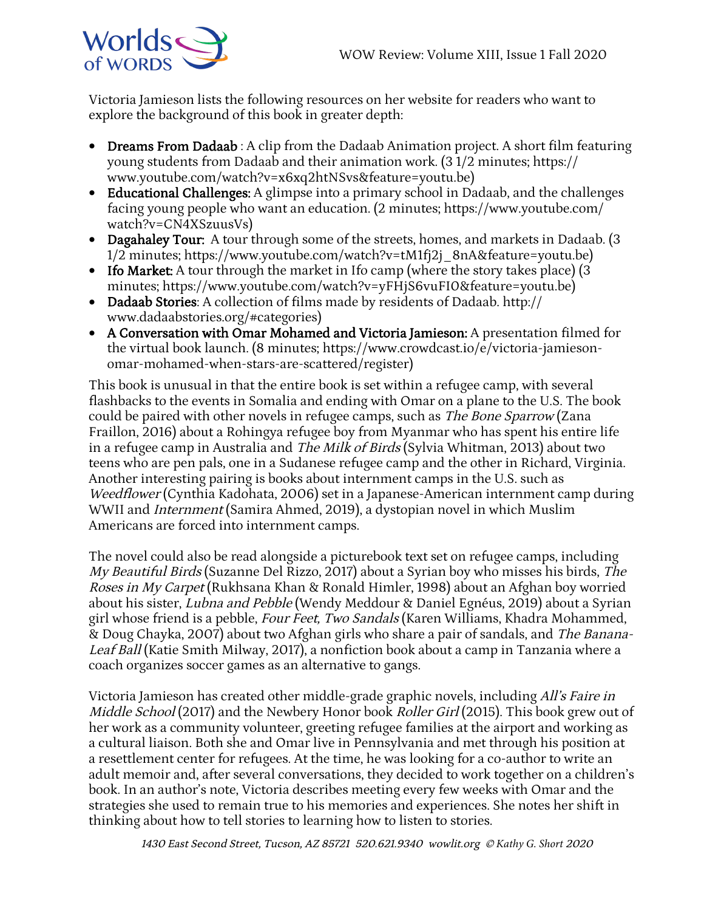Victoria Jamieson lists the following resources on her website for readers who want to explore the background of this book in greater depth:

- **Dreams From Dadaab** : A clip from the Dadaab Animation project. A short film featuring young students from Dadaab and their animation work. (3 1/2 minutes; https://www.youtube.com/watch?v=x6xq2htNSvs&feature=youtu.be)
- **Educational Challenges:** A glimpse into a primary school in Dadaab, and the challenges facing young people who want an education. (2 minutes; https://www.youtube.com/watch?v=CN4XSzuusVs)
- **Dagahaley Tour:** A tour through some of the streets, homes, and markets in Dadaab. (3 1/2 minutes; https://www.youtube.com/watch?v=tM1fj2j_8nA&feature=youtu.be)
- **Ifo Market:** A tour through the market in Ifo camp (where the story takes place) (3 minutes; https://www.youtube.com/watch?v=yFHjS6vuFI0&feature=youtu.be)
- **Dadaab Stories**: A collection of films made by residents of Dadaab. http://www.dadaabstories.org/#categories)
- **A Conversation with Omar Mohamed and Victoria Jamieson:** A presentation filmed for the virtual book launch. (8 minutes; https://www.crowdcast.io/e/victoria-jamieson-omar-mohamed-when-stars-are-scattered/register)

This book is unusual in that the entire book is set within a refugee camp, with several flashbacks to the events in Somalia and ending with Omar on a plane to the U.S. The book could be paired with other novels in refugee camps, such as *The Bone Sparrow* (Zana Fraillon, 2016) about a Rohingya refugee boy from Myanmar who has spent his entire life in a refugee camp in Australia and *The Milk of Birds* (Sylvia Whitman, 2013) about two teens who are pen pals, one in a Sudanese refugee camp and the other in Richard, Virginia. Another interesting pairing is books about internment camps in the U.S. such as *Weedflower* (Cynthia Kadohata, 2006) set in a Japanese-American internment camp during WWII and *Internment* (Samira Ahmed, 2019), a dystopian novel in which Muslim Americans are forced into internment camps.

The novel could also be read alongside a picturebook text set on refugee camps, including *My Beautiful Birds* (Suzanne Del Rizzo, 2017) about a Syrian boy who misses his birds, *The Roses in My Carpet* (Rukhsana Khan & Ronald Himler, 1998) about an Afghan boy worried about his sister, *Lubna and Pebble* (Wendy Meddour & Daniel Egnéus, 2019) about a Syrian girl whose friend is a pebble, *Four Feet, Two Sandals* (Karen Williams, Khadra Mohammed, & Doug Chayka, 2007) about two Afghan girls who share a pair of sandals, and *The Banana-Leaf Ball* (Katie Smith Milway, 2017), a nonfiction book about a camp in Tanzania where a coach organizes soccer games as an alternative to gangs.

Victoria Jamieson has created other middle-grade graphic novels, including *All's Faire in Middle School* (2017) and the Newbery Honor book *Roller Girl* (2015). This book grew out of her work as a community volunteer, greeting refugee families at the airport and working as a cultural liaison. Both she and Omar live in Pennsylvania and met through his position at a resettlement center for refugees. At the time, he was looking for a co-author to write an adult memoir and, after several conversations, they decided to work together on a children's book. In an author's note, Victoria describes meeting every few weeks with Omar and the strategies she used to remain true to his memories and experiences. She notes her shift in thinking about how to tell stories to learning how to listen to stories.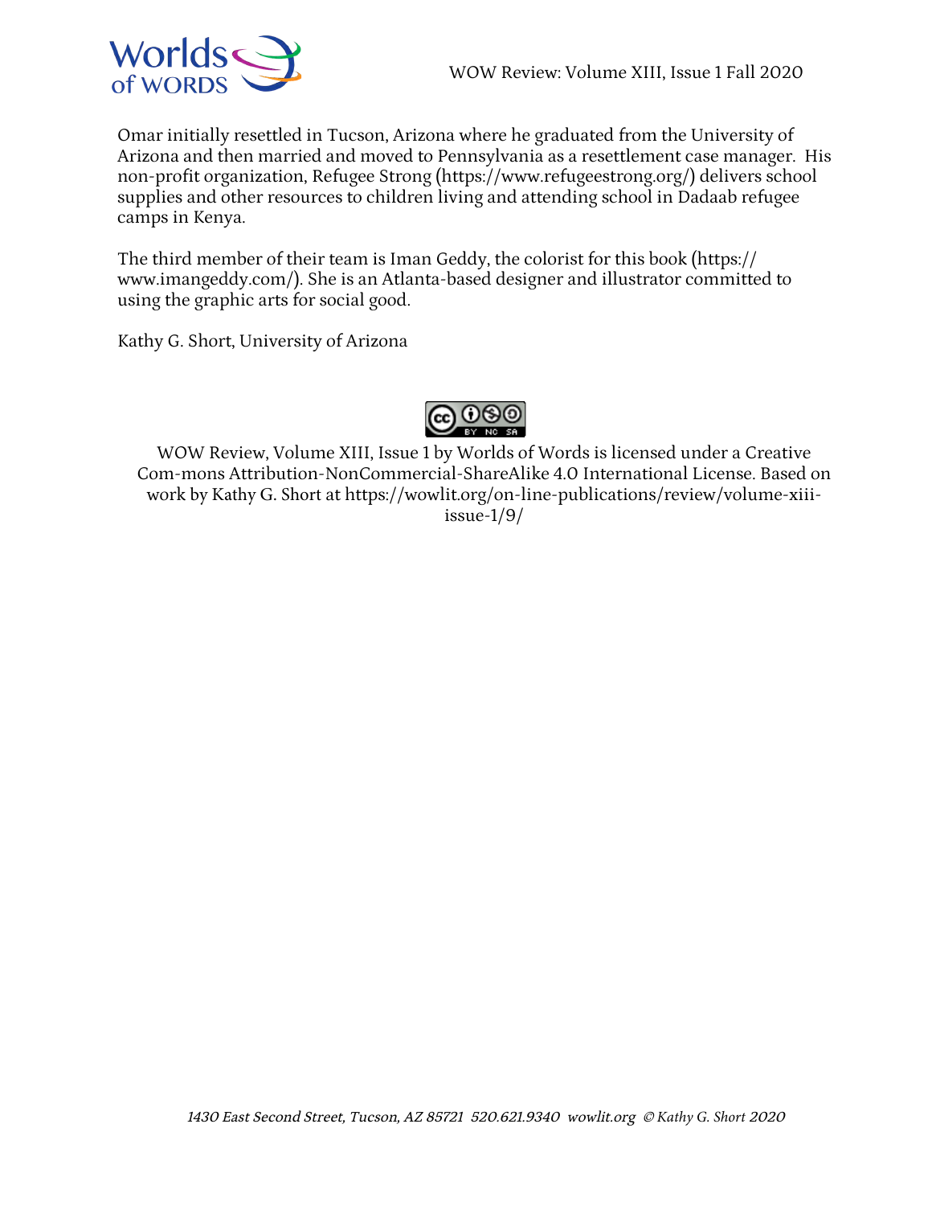Omar initially resettled in Tucson, Arizona where he graduated from the University of Arizona and then married and moved to Pennsylvania as a resettlement case manager. His non-profit organization, Refugee Strong (https://www.refugeestrong.org/) delivers school supplies and other resources to children living and attending school in Dadaab refugee camps in Kenya.

The third member of their team is Iman Geddy, the colorist for this book (https://www.imangeddy.com/). She is an Atlanta-based designer and illustrator committed to using the graphic arts for social good.

Kathy G. Short, University of Arizona

WOW Review, Volume XIII, Issue 1 by Worlds of Words is licensed under a Creative Com-mons Attribution-NonCommercial-ShareAlike 4.0 International License. Based on work by Kathy G. Short at https://wowlit.org/on-line-publications/review/volume-xiii-issue-1/9/